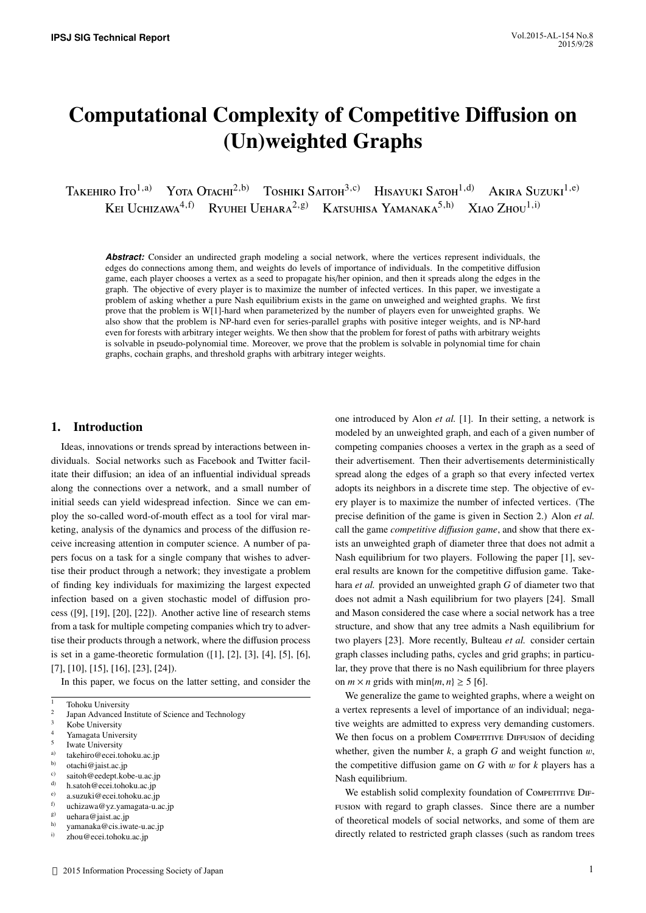# Computational Complexity of Competitive Diffusion on (Un)weighted Graphs

Takehiro Ito[1,a)] Yota Otachi[2,b)] Toshiki Saitoh[3,c)] Hisayuki Satoh[1,d)] Akira Suzuki[1,e)] Kei Uchizawa[4,f)] Ryuhei Uehara[2,g)] Katsuhisa Yamanaka[5,h)] Xiao Zhou[1,i)]

***Abstract:*** Consider an undirected graph modeling a social network, where the vertices represent individuals, the edges do connections among them, and weights do levels of importance of individuals. In the competitive diffusion game, each player chooses a vertex as a seed to propagate his/her opinion, and then it spreads along the edges in the graph. The objective of every player is to maximize the number of infected vertices. In this paper, we investigate a problem of asking whether a pure Nash equilibrium exists in the game on unweighed and weighted graphs. We first prove that the problem is W[1]-hard when parameterized by the number of players even for unweighted graphs. We also show that the problem is NP-hard even for series-parallel graphs with positive integer weights, and is NP-hard even for forests with arbitrary integer weights. We then show that the problem for forest of paths with arbitrary weights is solvable in pseudo-polynomial time. Moreover, we prove that the problem is solvable in polynomial time for chain graphs, cochain graphs, and threshold graphs with arbitrary integer weights.

## 1. Introduction

Ideas, innovations or trends spread by interactions between individuals. Social networks such as Facebook and Twitter facilitate their diffusion; an idea of an influential individual spreads along the connections over a network, and a small number of initial seeds can yield widespread infection. Since we can employ the so-called word-of-mouth effect as a tool for viral marketing, analysis of the dynamics and process of the diffusion receive increasing attention in computer science. A number of papers focus on a task for a single company that wishes to advertise their product through a network; they investigate a problem of finding key individuals for maximizing the largest expected infection based on a given stochastic model of diffusion process ([9], [19], [20], [22]). Another active line of research stems from a task for multiple competing companies which try to advertise their products through a network, where the diffusion process is set in a game-theoretic formulation ([1], [2], [3], [4], [5], [6], [7], [10], [15], [16], [23], [24]).

In this paper, we focus on the latter setting, and consider the one introduced by Alon *et al.* [1]. In their setting, a network is modeled by an unweighted graph, and each of a given number of competing companies chooses a vertex in the graph as a seed of their advertisement. Then their advertisements deterministically spread along the edges of a graph so that every infected vertex adopts its neighbors in a discrete time step. The objective of every player is to maximize the number of infected vertices. (The precise definition of the game is given in Section 2.) Alon *et al.* call the game *competitive diffusion game*, and show that there exists an unweighted graph of diameter three that does not admit a Nash equilibrium for two players. Following the paper [1], several results are known for the competitive diffusion game. Takehara *et al.* provided an unweighted graph $G$ of diameter two that does not admit a Nash equilibrium for two players [24]. Small and Mason considered the case where a social network has a tree structure, and show that any tree admits a Nash equilibrium for two players [23]. More recently, Bulteau *et al.* consider certain graph classes including paths, cycles and grid graphs; in particular, they prove that there is no Nash equilibrium for three players on $m \times n$ grids with $\min\{m, n\} \geq 5$ [6].

We generalize the game to weighted graphs, where a weight on a vertex represents a level of importance of an individual; negative weights are admitted to express very demanding customers. We then focus on a problem Competitive Diffusion of deciding whether, given the number $k$, a graph $G$ and weight function $w$, the competitive diffusion game on $G$ with $w$ for $k$ players has a Nash equilibrium.

We establish solid complexity foundation of Competitive Diffusion with regard to graph classes. Since there are a number of theoretical models of social networks, and some of them are directly related to restricted graph classes (such as random trees

---

1 Tohoku University
2 Japan Advanced Institute of Science and Technology
3 Kobe University
4 Yamagata University
5 Iwate University
a) takehiro@ecei.tohoku.ac.jp
b) otachi@jaist.ac.jp
c) saitoh@eedept.kobe-u.ac.jp
d) h.satoh@ecei.tohoku.ac.jp
e) a.suzuki@ecei.tohoku.ac.jp
f) uchizawa@yz.yamagata-u.ac.jp
g) uehara@jaist.ac.jp
h) yamanaka@cis.iwate-u.ac.jp
i) zhou@ecei.tohoku.ac.jp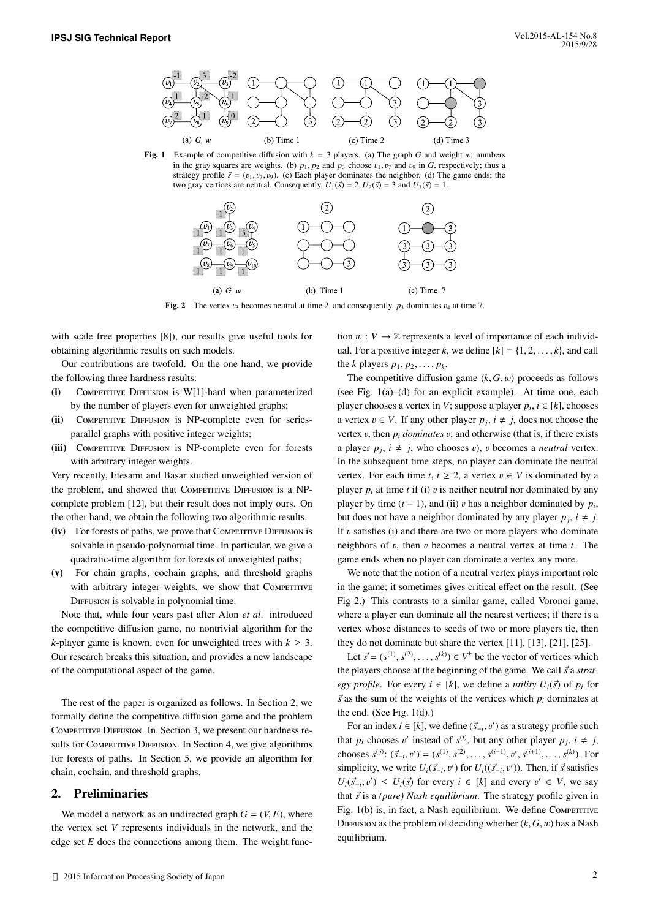**Fig. 1** Example of competitive diffusion with $k = 3$ players. (a) The graph $G$ and weight $w$; numbers in the gray squares are weights. (b) $p_1, p_2$ and $p_3$ choose $v_1, v_7$ and $v_9$ in $G$, respectively; thus a strategy profile $\vec{s} = (v_1, v_7, v_9)$. (c) Each player dominates the neighbor. (d) The game ends; the two gray vertices are neutral. Consequently, $U_1(\vec{s}) = 2, U_2(\vec{s}) = 3$ and $U_3(\vec{s}) = 1$.

**Fig. 2** The vertex $v_3$ becomes neutral at time 2, and consequently, $p_3$ dominates $v_4$ at time 7.

with scale free properties [8]), our results give useful tools for obtaining algorithmic results on such models.

Our contributions are twofold. On the one hand, we provide the following three hardness results:

**(i)** Competitive Diffusion is W[1]-hard when parameterized by the number of players even for unweighted graphs;

**(ii)** Competitive Diffusion is NP-complete even for series-parallel graphs with positive integer weights;

**(iii)** Competitive Diffusion is NP-complete even for forests with arbitrary integer weights.

Very recently, Etesami and Basar studied unweighted version of the problem, and showed that Competitive Diffusion is a NP-complete problem [12], but their result does not imply ours. On the other hand, we obtain the following two algorithmic results.

**(iv)** For forests of paths, we prove that Competitive Diffusion is solvable in pseudo-polynomial time. In particular, we give a quadratic-time algorithm for forests of unweighted paths;

**(v)** For chain graphs, cochain graphs, and threshold graphs with arbitrary integer weights, we show that Competitive Diffusion is solvable in polynomial time.

Note that, while four years past after Alon *et al*. introduced the competitive diffusion game, no nontrivial algorithm for the $k$-player game is known, even for unweighted trees with $k \geq 3$. Our research breaks this situation, and provides a new landscape of the computational aspect of the game.

The rest of the paper is organized as follows. In Section 2, we formally define the competitive diffusion game and the problem Competitive Diffusion. In Section 3, we present our hardness results for Competitive Diffusion. In Section 4, we give algorithms for forests of paths. In Section 5, we provide an algorithm for chain, cochain, and threshold graphs.

## 2. Preliminaries

We model a network as an undirected graph $G = (V, E)$, where the vertex set $V$ represents individuals in the network, and the edge set $E$ does the connections among them. The weight function $w : V \to \mathbb{Z}$ represents a level of importance of each individual. For a positive integer $k$, we define $[k] = \{1, 2, \ldots, k\}$, and call the $k$ players $p_1, p_2, \ldots, p_k$.

The competitive diffusion game $(k, G, w)$ proceeds as follows (see Fig. 1(a)–(d) for an explicit example). At time one, each player chooses a vertex in $V$; suppose a player $p_i$, $i \in [k]$, chooses a vertex $v \in V$. If any other player $p_j$, $i \neq j$, does not choose the vertex $v$, then $p_i$ *dominates* $v$; and otherwise (that is, if there exists a player $p_j$, $i \neq j$, who chooses $v$), $v$ becomes a *neutral* vertex. In the subsequent time steps, no player can dominate the neutral vertex. For each time $t$, $t \geq 2$, a vertex $v \in V$ is dominated by a player $p_i$ at time $t$ if (i) $v$ is neither neutral nor dominated by any player by time $(t-1)$, and (ii) $v$ has a neighbor dominated by $p_i$, but does not have a neighbor dominated by any player $p_j$, $i \neq j$. If $v$ satisfies (i) and there are two or more players who dominate neighbors of $v$, then $v$ becomes a neutral vertex at time $t$. The game ends when no player can dominate a vertex any more.

We note that the notion of a neutral vertex plays important role in the game; it sometimes gives critical effect on the result. (See Fig 2.) This contrasts to a similar game, called Voronoi game, where a player can dominate all the nearest vertices; if there is a vertex whose distances to seeds of two or more players tie, then they do not dominate but share the vertex [11], [13], [21], [25].

Let $\vec{s} = (s^{(1)}, s^{(2)}, \ldots, s^{(k)}) \in V^k$ be the vector of vertices which the players choose at the beginning of the game. We call $\vec{s}$ a *strategy profile*. For every $i \in [k]$, we define a *utility* $U_i(\vec{s})$ of $p_i$ for $\vec{s}$ as the sum of the weights of the vertices which $p_i$ dominates at the end. (See Fig. 1(d).)

For an index $i \in [k]$, we define $(\vec{s}_{-i}, v')$ as a strategy profile such that $p_i$ chooses $v'$ instead of $s^{(i)}$, but any other player $p_j$, $i \neq j$, chooses $s^{(j)}$: $(\vec{s}_{-i}, v') = (s^{(1)}, s^{(2)}, \ldots, s^{(i-1)}, v', s^{(i+1)}, \ldots, s^{(k)})$. For simplicity, we write $U_i(\vec{s}_{-i}, v')$ for $U_i((\vec{s}_{-i}, v'))$. Then, if $\vec{s}$ satisfies $U_i(\vec{s}_{-i}, v') \leq U_i(\vec{s})$ for every $i \in [k]$ and every $v' \in V$, we say that $\vec{s}$ is a *(pure) Nash equilibrium*. The strategy profile given in Fig. 1(b) is, in fact, a Nash equilibrium. We define Competitive Diffusion as the problem of deciding whether $(k, G, w)$ has a Nash equilibrium.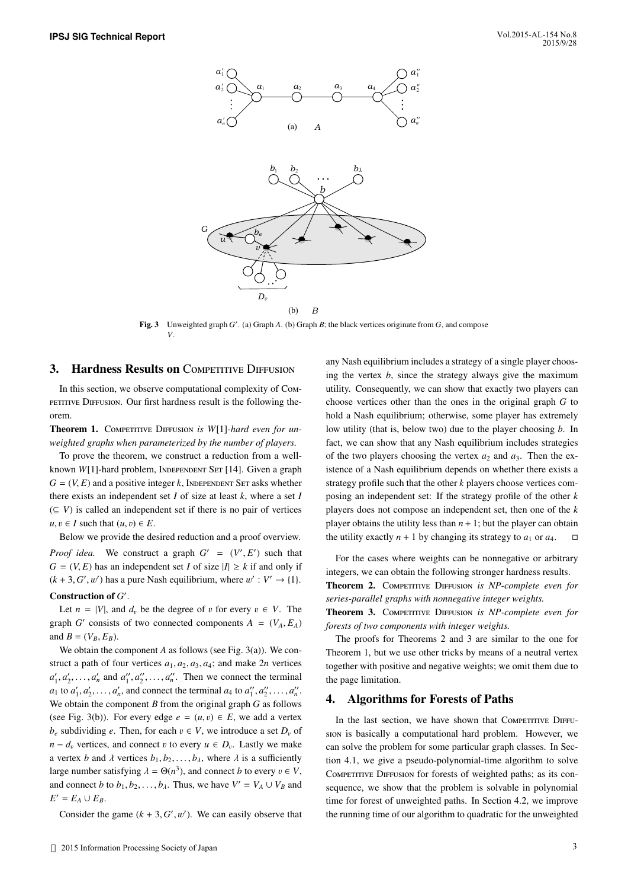Fig. 3 Unweighted graph $G'$. (a) Graph $A$. (b) Graph $B$; the black vertices originate from $G$, and compose $V$.

## 3. Hardness Results on Competitive Diffusion

In this section, we observe computational complexity of Competitive Diffusion. Our first hardness result is the following theorem.

**Theorem 1.** *Competitive Diffusion is $W[1]$-hard even for unweighted graphs when parameterized by the number of players.*

To prove the theorem, we construct a reduction from a well-known $W[1]$-hard problem, Independent Set [14]. Given a graph $G = (V, E)$ and a positive integer $k$, Independent Set asks whether there exists an independent set $I$ of size at least $k$, where a set $I$ ($\subseteq V$) is called an independent set if there is no pair of vertices $u, v \in I$ such that $(u, v) \in E$.

Below we provide the desired reduction and a proof overview.

*Proof idea.* We construct a graph $G' = (V', E')$ such that $G = (V, E)$ has an independent set $I$ of size $|I| \geq k$ if and only if $(k + 3, G', w')$ has a pure Nash equilibrium, where $w' : V' \to \{1\}$.

**Construction of $G'$.**

Let $n = |V|$, and $d_v$ be the degree of $v$ for every $v \in V$. The graph $G'$ consists of two connected components $A = (V_A, E_A)$ and $B = (V_B, E_B)$.

We obtain the component $A$ as follows (see Fig. 3(a)). We construct a path of four vertices $a_1, a_2, a_3, a_4$; and make $2n$ vertices $a'_1, a'_2, \ldots, a'_n$ and $a''_1, a''_2, \ldots, a''_n$. Then we connect the terminal $a_1$ to $a'_1, a'_2, \ldots, a'_n$, and connect the terminal $a_4$ to $a''_1, a''_2, \ldots, a''_n$. We obtain the component $B$ from the original graph $G$ as follows (see Fig. 3(b)). For every edge $e = (u, v) \in E$, we add a vertex $b_e$ subdividing $e$. Then, for each $v \in V$, we introduce a set $D_v$ of $n - d_v$ vertices, and connect $v$ to every $u \in D_v$. Lastly we make a vertex $b$ and $\lambda$ vertices $b_1, b_2, \ldots, b_\lambda$, where $\lambda$ is a sufficiently large number satisfying $\lambda = \Theta(n^3)$, and connect $b$ to every $v \in V$, and connect $b$ to $b_1, b_2, \ldots, b_\lambda$. Thus, we have $V' = V_A \cup V_B$ and $E' = E_A \cup E_B$.

Consider the game $(k + 3, G', w')$. We can easily observe that any Nash equilibrium includes a strategy of a single player choosing the vertex $b$, since the strategy always give the maximum utility. Consequently, we can show that exactly two players can choose vertices other than the ones in the original graph $G$ to hold a Nash equilibrium; otherwise, some player has extremely low utility (that is, below two) due to the player choosing $b$. In fact, we can show that any Nash equilibrium includes strategies of the two players choosing the vertex $a_2$ and $a_3$. Then the existence of a Nash equilibrium depends on whether there exists a strategy profile such that the other $k$ players choose vertices composing an independent set: If the strategy profile of the other $k$ players does not compose an independent set, then one of the $k$ player obtains the utility less than $n + 1$; but the player can obtain the utility exactly $n + 1$ by changing its strategy to $a_1$ or $a_4$. $\square$

For the cases where weights can be nonnegative or arbitrary integers, we can obtain the following stronger hardness results.

**Theorem 2.** *Competitive Diffusion is NP-complete even for series-parallel graphs with nonnegative integer weights.*

**Theorem 3.** *Competitive Diffusion is NP-complete even for forests of two components with integer weights.*

The proofs for Theorems 2 and 3 are similar to the one for Theorem 1, but we use other tricks by means of a neutral vertex together with positive and negative weights; we omit them due to the page limitation.

## 4. Algorithms for Forests of Paths

In the last section, we have shown that Competitive Diffusion is basically a computational hard problem. However, we can solve the problem for some particular graph classes. In Section 4.1, we give a pseudo-polynomial-time algorithm to solve Competitive Diffusion for forests of weighted paths; as its consequence, we show that the problem is solvable in polynomial time for forest of unweighted paths. In Section 4.2, we improve the running time of our algorithm to quadratic for the unweighted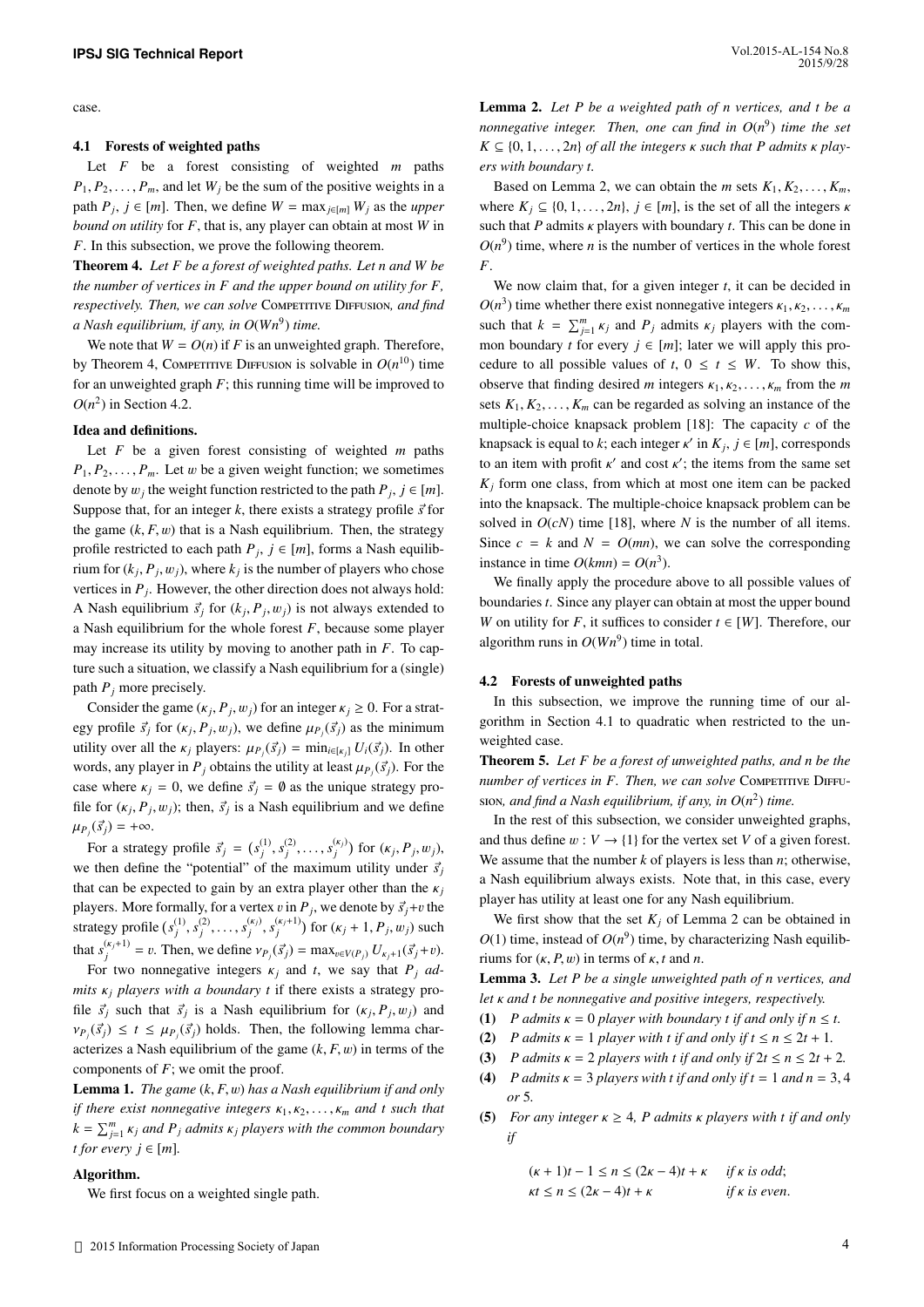case.

### 4.1 Forests of weighted paths

Let $F$ be a forest consisting of weighted $m$ paths $P_1, P_2, \ldots, P_m$, and let $W_j$ be the sum of the positive weights in a path $P_j$, $j \in [m]$. Then, we define $W = \max_{j\in[m]} W_j$ as the *upper bound on utility* for $F$, that is, any player can obtain at most $W$ in $F$. In this subsection, we prove the following theorem.

**Theorem 4.** *Let $F$ be a forest of weighted paths. Let $n$ and $W$ be the number of vertices in $F$ and the upper bound on utility for $F$, respectively. Then, we can solve* Competitive Diffusion*, and find a Nash equilibrium, if any, in $O(Wn^9)$ time.*

We note that $W = O(n)$ if $F$ is an unweighted graph. Therefore, by Theorem 4, Competitive Diffusion is solvable in $O(n^{10})$ time for an unweighted graph $F$; this running time will be improved to $O(n^2)$ in Section 4.2.

**Idea and definitions.**

Let $F$ be a given forest consisting of weighted $m$ paths $P_1, P_2, \ldots, P_m$. Let $w$ be a given weight function; we sometimes denote by $w_j$ the weight function restricted to the path $P_j$, $j \in [m]$. Suppose that, for an integer $k$, there exists a strategy profile $\vec{s}$ for the game $(k, F, w)$ that is a Nash equilibrium. Then, the strategy profile restricted to each path $P_j$, $j \in [m]$, forms a Nash equilibrium for $(k_j, P_j, w_j)$, where $k_j$ is the number of players who chose vertices in $P_j$. However, the other direction does not always hold: A Nash equilibrium $\vec{s}_j$ for $(k_j, P_j, w_j)$ is not always extended to a Nash equilibrium for the whole forest $F$, because some player may increase its utility by moving to another path in $F$. To capture such a situation, we classify a Nash equilibrium for a (single) path $P_j$ more precisely.

Consider the game $(\kappa_j, P_j, w_j)$ for an integer $\kappa_j \geq 0$. For a strategy profile $\vec{s}_j$ for $(\kappa_j, P_j, w_j)$, we define $\mu_{P_j}(\vec{s}_j)$ as the minimum utility over all the $\kappa_j$ players: $\mu_{P_j}(\vec{s}_j) = \min_{i\in[\kappa_j]} U_i(\vec{s}_j)$. In other words, any player in $P_j$ obtains the utility at least $\mu_{P_j}(\vec{s}_j)$. For the case where $\kappa_j = 0$, we define $\vec{s}_j = \emptyset$ as the unique strategy profile for $(\kappa_j, P_j, w_j)$; then, $\vec{s}_j$ is a Nash equilibrium and we define $\mu_{P_j}(\vec{s}_j) = +\infty$.

For a strategy profile $\vec{s}_j = (s_j^{(1)}, s_j^{(2)}, \ldots, s_j^{(\kappa_j)})$ for $(\kappa_j, P_j, w_j)$, we then define the "potential" of the maximum utility under $\vec{s}_j$ that can be expected to gain by an extra player other than the $\kappa_j$ players. More formally, for a vertex $v$ in $P_j$, we denote by $\vec{s}_j + v$ the strategy profile $(s_j^{(1)}, s_j^{(2)}, \ldots, s_j^{(\kappa_j)}, s_j^{(\kappa_j+1)})$ for $(\kappa_j + 1, P_j, w_j)$ such that $s_j^{(\kappa_j+1)} = v$. Then, we define $\nu_{P_j}(\vec{s}_j) = \max_{v\in V(P_j)} U_{\kappa_j+1}(\vec{s}_j + v)$.

For two nonnegative integers $\kappa_j$ and $t$, we say that *$P_j$ admits $\kappa_j$ players with a boundary $t$* if there exists a strategy profile $\vec{s}_j$ such that $\vec{s}_j$ is a Nash equilibrium for $(\kappa_j, P_j, w_j)$ and $\nu_{P_j}(\vec{s}_j) \leq t \leq \mu_{P_j}(\vec{s}_j)$ holds. Then, the following lemma characterizes a Nash equilibrium of the game $(k, F, w)$ in terms of the components of $F$; we omit the proof.

**Lemma 1.** *The game $(k, F, w)$ has a Nash equilibrium if and only if there exist nonnegative integers $\kappa_1, \kappa_2, \ldots, \kappa_m$ and $t$ such that $k = \sum_{j=1}^{m} \kappa_j$ and $P_j$ admits $\kappa_j$ players with the common boundary $t$ for every $j \in [m]$.*

**Algorithm.**

We first focus on a weighted single path.

**Lemma 2.** *Let $P$ be a weighted path of $n$ vertices, and $t$ be a nonnegative integer. Then, one can find in $O(n^9)$ time the set $K \subseteq \{0, 1, \ldots, 2n\}$ of all the integers $\kappa$ such that $P$ admits $\kappa$ players with boundary $t$.*

Based on Lemma 2, we can obtain the $m$ sets $K_1, K_2, \ldots, K_m$, where $K_j \subseteq \{0, 1, \ldots, 2n\}$, $j \in [m]$, is the set of all the integers $\kappa$ such that $P$ admits $\kappa$ players with boundary $t$. This can be done in $O(n^9)$ time, where $n$ is the number of vertices in the whole forest $F$.

We now claim that, for a given integer $t$, it can be decided in $O(n^3)$ time whether there exist nonnegative integers $\kappa_1, \kappa_2, \ldots, \kappa_m$ such that $k = \sum_{j=1}^{m} \kappa_j$ and $P_j$ admits $\kappa_j$ players with the common boundary $t$ for every $j \in [m]$; later we will apply this procedure to all possible values of $t$, $0 \leq t \leq W$. To show this, observe that finding desired $m$ integers $\kappa_1, \kappa_2, \ldots, \kappa_m$ from the $m$ sets $K_1, K_2, \ldots, K_m$ can be regarded as solving an instance of the multiple-choice knapsack problem [18]: The capacity $c$ of the knapsack is equal to $k$; each integer $\kappa'$ in $K_j$, $j \in [m]$, corresponds to an item with profit $\kappa'$ and cost $\kappa'$; the items from the same set $K_j$ form one class, from which at most one item can be packed into the knapsack. The multiple-choice knapsack problem can be solved in $O(cN)$ time [18], where $N$ is the number of all items. Since $c = k$ and $N = O(mn)$, we can solve the corresponding instance in time $O(kmn) = O(n^3)$.

We finally apply the procedure above to all possible values of boundaries $t$. Since any player can obtain at most the upper bound $W$ on utility for $F$, it suffices to consider $t \in [W]$. Therefore, our algorithm runs in $O(Wn^9)$ time in total.

### 4.2 Forests of unweighted paths

In this subsection, we improve the running time of our algorithm in Section 4.1 to quadratic when restricted to the unweighted case.

**Theorem 5.** *Let $F$ be a forest of unweighted paths, and $n$ be the number of vertices in $F$. Then, we can solve* Competitive Diffusion*, and find a Nash equilibrium, if any, in $O(n^2)$ time.*

In the rest of this subsection, we consider unweighted graphs, and thus define $w : V \to \{1\}$ for the vertex set $V$ of a given forest. We assume that the number $k$ of players is less than $n$; otherwise, a Nash equilibrium always exists. Note that, in this case, every player has utility at least one for any Nash equilibrium.

We first show that the set $K_j$ of Lemma 2 can be obtained in $O(1)$ time, instead of $O(n^9)$ time, by characterizing Nash equilibriums for $(\kappa, P, w)$ in terms of $\kappa, t$ and $n$.

**Lemma 3.** *Let $P$ be a single unweighted path of $n$ vertices, and let $\kappa$ and $t$ be nonnegative and positive integers, respectively.*

**(1)** *$P$ admits $\kappa = 0$ player with boundary $t$ if and only if $n \leq t$.*

**(2)** *$P$ admits $\kappa = 1$ player with $t$ if and only if $t \leq n \leq 2t + 1$.*

**(3)** *$P$ admits $\kappa = 2$ players with $t$ if and only if $2t \leq n \leq 2t + 2$.*

**(4)** *$P$ admits $\kappa = 3$ players with $t$ if and only if $t = 1$ and $n = 3, 4$ or $5$.*

**(5)** *For any integer $\kappa \geq 4$, $P$ admits $\kappa$ players with $t$ if and only if*

$$
\begin{aligned}
(\kappa + 1)t - 1 \leq n \leq (2\kappa - 4)t + \kappa & \quad \textit{if } \kappa \textit{ is odd;} \\
\kappa t \leq n \leq (2\kappa - 4)t + \kappa & \quad \textit{if } \kappa \textit{ is even.}
\end{aligned}
$$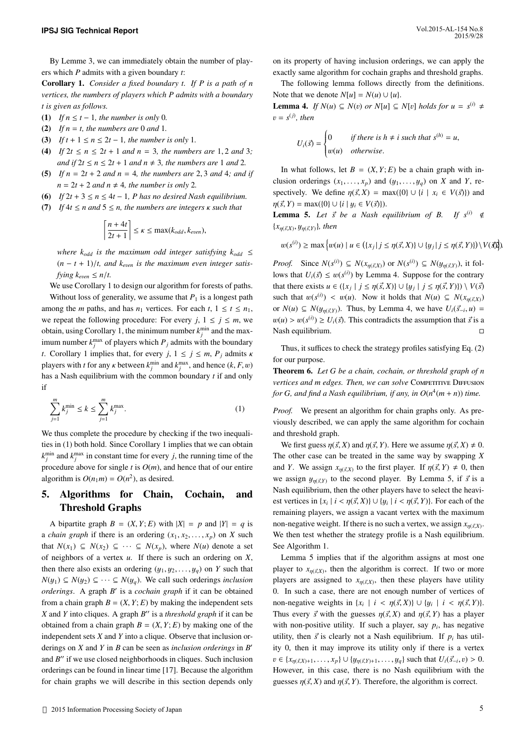By Lemme 3, we can immediately obtain the number of players which $P$ admits with a given boundary $t$:

**Corollary 1.** *Consider a fixed boundary $t$. If $P$ is a path of $n$ vertices, the numbers of players which $P$ admits with a boundary $t$ is given as follows.*

**(1)** *If $n \leq t-1$, the number is only 0.*

**(2)** *If $n = t$, the numbers are 0 and 1.*

**(3)** *If $t+1 \leq n \leq 2t-1$, the number is only 1.*

**(4)** *If $2t \leq n \leq 2t+1$ and $n = 3$, the numbers are 1, 2 and 3; and if $2t \leq n \leq 2t+1$ and $n \neq 3$, the numbers are 1 and 2.*

**(5)** *If $n = 2t+2$ and $n = 4$, the numbers are 2, 3 and 4; and if $n = 2t+2$ and $n \neq 4$, the number is only 2.*

**(6)** *If $2t+3 \leq n \leq 4t-1$, $P$ has no desired Nash equilibrium.*

**(7)** *If $4t \leq n$ and $5 \leq n$, the numbers are integers $\kappa$ such that*

$$\left\lceil \frac{n+4t}{2t+1} \right\rceil \leq \kappa \leq \max(k_{odd}, k_{even}),$$

*where $k_{odd}$ is the maximum odd integer satisfying $k_{odd} \leq (n-t+1)/t$, and $k_{even}$ is the maximum even integer satisfying $k_{even} \leq n/t$.*

We use Corollary 1 to design our algorithm for forests of paths.

Without loss of generality, we assume that $P_1$ is a longest path among the $m$ paths, and has $n_1$ vertices. For each $t$, $1 \leq t \leq n_1$, we repeat the following procedure: For every $j$, $1 \leq j \leq m$, we obtain, using Corollary 1, the minimum number $k_j^{\min}$ and the maximum number $k_j^{\max}$ of players which $P_j$ admits with the boundary $t$. Corollary 1 implies that, for every $j$, $1 \leq j \leq m$, $P_j$ admits $\kappa$ players with $t$ for any $\kappa$ between $k_j^{\min}$ and $k_j^{\max}$, and hence $(k, F, w)$ has a Nash equilibrium with the common boundary $t$ if and only if

$$\sum_{j=1}^{m} k_j^{\min} \leq k \leq \sum_{j=1}^{m} k_j^{\max}. \tag{1}$$

We thus complete the procedure by checking if the two inequalities in (1) both hold. Since Corollary 1 implies that we can obtain $k_j^{\min}$ and $k_j^{\max}$ in constant time for every $j$, the running time of the procedure above for single $t$ is $O(m)$, and hence that of our entire algorithm is $O(n_1 m) = O(n^2)$, as desired.

## 5. Algorithms for Chain, Cochain, and Threshold Graphs

A bipartite graph $B = (X, Y; E)$ with $|X| = p$ and $|Y| = q$ is a *chain graph* if there is an ordering $(x_1, x_2, \ldots, x_p)$ on $X$ such that $N(x_1) \subseteq N(x_2) \subseteq \cdots \subseteq N(x_p)$, where $N(u)$ denote a set of neighbors of a vertex $u$. If there is such an ordering on $X$, then there also exists an ordering $(y_1, y_2, \ldots, y_q)$ on $Y$ such that $N(y_1) \subseteq N(y_2) \subseteq \cdots \subseteq N(y_q)$. We call such orderings *inclusion orderings*. A graph $B'$ is a *cochain graph* if it can be obtained from a chain graph $B = (X, Y; E)$ by making the independent sets $X$ and $Y$ into cliques. A graph $B''$ is a *threshold graph* if it can be obtained from a chain graph $B = (X, Y; E)$ by making one of the independent sets $X$ and $Y$ into a clique. Observe that inclusion orderings on $X$ and $Y$ in $B$ can be seen as *inclusion orderings* in $B'$ and $B''$ if we use closed neighborhoods in cliques. Such inclusion orderings can be found in linear time [17]. Because the algorithm for chain graphs we will describe in this section depends only on its property of having inclusion orderings, we can apply the exactly same algorithm for cochain graphs and threshold graphs.

The following lemma follows directly from the definitions. Note that we denote $N[u] = N(u) \cup \{u\}$.

**Lemma 4.** *If $N(u) \subseteq N(v)$ or $N[u] \subseteq N[v]$ holds for $u = s^{(i)} \neq v = s^{(j)}$, then*

$$U_i(\vec{s}) = \begin{cases} 0 & \text{if there is } h \neq i \text{ such that } s^{(h)} = u, \\ w(u) & \text{otherwise.} \end{cases}$$

In what follows, let $B = (X, Y; E)$ be a chain graph with inclusion orderings $(x_1, \ldots, x_p)$ and $(y_1, \ldots, y_q)$ on $X$ and $Y$, respectively. We define $\eta(\vec{s}, X) = \max(\{0\} \cup \{i \mid x_i \in V(\vec{s})\})$ and $\eta(\vec{s}, Y) = \max(\{0\} \cup \{i \mid y_i \in V(\vec{s})\})$.

**Lemma 5.** *Let $\vec{s}$ be a Nash equilibrium of $B$. If $s^{(i)} \notin \{x_{\eta(\vec{s},X)}, y_{\eta(\vec{s},Y)}\}$, then*

$$w(s^{(i)}) \geq \max\left\{w(u) \mid u \in \left(\{x_j \mid j \leq \eta(\vec{s}, X)\} \cup \{y_j \mid j \leq \eta(\vec{s}, Y)\}\right) \setminus V(\vec{s})\right\}. \tag{2}$$

*Proof.* Since $N(s^{(i)}) \subseteq N(x_{\eta(\vec{s},X)})$ or $N(s^{(i)}) \subseteq N(y_{\eta(\vec{s},Y)})$, it follows that $U_i(\vec{s}) \leq w(s^{(i)})$ by Lemma 4. Suppose for the contrary that there exists $u \in (\{x_j \mid j \leq \eta(\vec{s}, X)\} \cup \{y_j \mid j \leq \eta(\vec{s}, Y)\}) \setminus V(\vec{s})$ such that $w(s^{(i)}) < w(u)$. Now it holds that $N(u) \subseteq N(x_{\eta(\vec{s},X)})$ or $N(u) \subseteq N(y_{\eta(\vec{s},Y)})$. Thus, by Lemma 4, we have $U_i(\vec{s}_{-i}, u) = w(u) > w(s^{(i)}) \geq U_i(\vec{s})$. This contradicts the assumption that $\vec{s}$ is a Nash equilibrium. □

Thus, it suffices to check the strategy profiles satisfying Eq. (2) for our purpose.

**Theorem 6.** *Let $G$ be a chain, cochain, or threshold graph of $n$ vertices and $m$ edges. Then, we can solve* Competitive Diffusion *for $G$, and find a Nash equilibrium, if any, in $O(n^4(m+n))$ time.*

*Proof.* We present an algorithm for chain graphs only. As previously described, we can apply the same algorithm for cochain and threshold graph.

We first guess $\eta(\vec{s}, X)$ and $\eta(\vec{s}, Y)$. Here we assume $\eta(\vec{s}, X) \neq 0$. The other case can be treated in the same way by swapping $X$ and $Y$. We assign $x_{\eta(\vec{s},X)}$ to the first player. If $\eta(\vec{s}, Y) \neq 0$, then we assign $y_{\eta(\vec{s},Y)}$ to the second player. By Lemma 5, if $\vec{s}$ is a Nash equilibrium, then the other players have to select the heaviest vertices in $\{x_i \mid i < \eta(\vec{s}, X)\} \cup \{y_i \mid i < \eta(\vec{s}, Y)\}$. For each of the remaining players, we assign a vacant vertex with the maximum non-negative weight. If there is no such a vertex, we assign $x_{\eta(\vec{s},X)}$. We then test whether the strategy profile is a Nash equilibrium. See Algorithm 1.

Lemma 5 implies that if the algorithm assigns at most one player to $x_{\eta(\vec{s},X)}$, then the algorithm is correct. If two or more players are assigned to $x_{\eta(\vec{s},X)}$, then these players have utility 0. In such a case, there are not enough number of vertices of non-negative weights in $\{x_i \mid i < \eta(\vec{s}, X)\} \cup \{y_i \mid i < \eta(\vec{s}, Y)\}$. Thus every $\vec{s}$ with the guesses $\eta(\vec{s}, X)$ and $\eta(\vec{s}, Y)$ has a player with non-positive utility. If such a player, say $p_i$, has negative utility, then $\vec{s}$ is clearly not a Nash equilibrium. If $p_i$ has utility 0, then it may improve its utility only if there is a vertex $v \in \{x_{\eta(\vec{s},X)+1}, \ldots, x_p\} \cup \{y_{\eta(\vec{s},Y)+1}, \ldots, y_q\}$ such that $U_i(\vec{s}_{-i}, v) > 0$. However, in this case, there is no Nash equilibrium with the guesses $\eta(\vec{s}, X)$ and $\eta(\vec{s}, Y)$. Therefore, the algorithm is correct.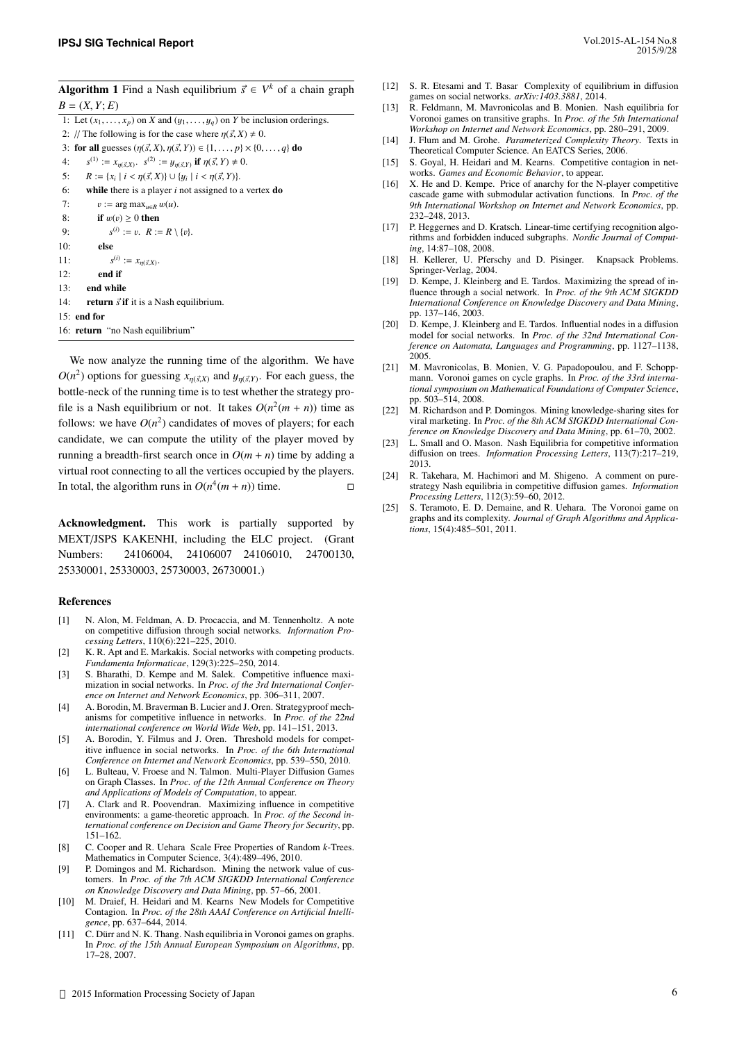**Algorithm 1** Find a Nash equilibrium $\vec{s} \in V^k$ of a chain graph $B = (X, Y; E)$

```
1: Let (x_1, ..., x_p) on X and (y_1, ..., y_q) on Y be inclusion orderings.
2: // The following is for the case where η(s⃗, X) ≠ 0.
3: for all guesses (η(s⃗, X), η(s⃗, Y)) ∈ {1, ..., p} × {0, ..., q} do
4:     s^(1) := x_{η(s⃗,X)}.  s^(2) := y_{η(s⃗,Y)} if η(s⃗, Y) ≠ 0.
5:     R := {x_i | i < η(s⃗, X)} ∪ {y_i | i < η(s⃗, Y)}.
6:     while there is a player i not assigned to a vertex do
7:         v := arg max_{u∈R} w(u).
8:         if w(v) ≥ 0 then
9:             s^(i) := v.  R := R \ {v}.
10:        else
11:            s^(i) := x_{η(s⃗,X)}.
12:        end if
13:    end while
14:    return s⃗ if it is a Nash equilibrium.
15: end for
16: return "no Nash equilibrium"
```

We now analyze the running time of the algorithm. We have $O(n^2)$ options for guessing $x_{\eta(\vec{s},X)}$ and $y_{\eta(\vec{s},Y)}$. For each guess, the bottle-neck of the running time is to test whether the strategy profile is a Nash equilibrium or not. It takes $O(n^2(m + n))$ time as follows: we have $O(n^2)$ candidates of moves of players; for each candidate, we can compute the utility of the player moved by running a breadth-first search once in $O(m + n)$ time by adding a virtual root connecting to all the vertices occupied by the players. In total, the algorithm runs in $O(n^4(m + n))$ time. □

**Acknowledgment.** This work is partially supported by MEXT/JSPS KAKENHI, including the ELC project. (Grant Numbers: 24106004, 24106007 24106010, 24700130, 25330001, 25330003, 25730003, 26730001.)

## References

[1] N. Alon, M. Feldman, A. D. Procaccia, and M. Tennenholtz. A note on competitive diffusion through social networks. *Information Processing Letters*, 110(6):221–225, 2010.

[2] K. R. Apt and E. Markakis. Social networks with competing products. *Fundamenta Informaticae*, 129(3):225–250, 2014.

[3] S. Bharathi, D. Kempe and M. Salek. Competitive influence maximization in social networks. In *Proc. of the 3rd International Conference on Internet and Network Economics*, pp. 306–311, 2007.

[4] A. Borodin, M. Braverman B. Lucier and J. Oren. Strategyproof mechanisms for competitive influence in networks. In *Proc. of the 22nd international conference on World Wide Web*, pp. 141–151, 2013.

[5] A. Borodin, Y. Filmus and J. Oren. Threshold models for competitive influence in social networks. In *Proc. of the 6th International Conference on Internet and Network Economics*, pp. 539–550, 2010.

[6] L. Bulteau, V. Froese and N. Talmon. Multi-Player Diffusion Games on Graph Classes. In *Proc. of the 12th Annual Conference on Theory and Applications of Models of Computation*, to appear.

[7] A. Clark and R. Poovendran. Maximizing influence in competitive environments: a game-theoretic approach. In *Proc. of the Second international conference on Decision and Game Theory for Security*, pp. 151–162.

[8] C. Cooper and R. Uehara Scale Free Properties of Random $k$-Trees. Mathematics in Computer Science, 3(4):489–496, 2010.

[9] P. Domingos and M. Richardson. Mining the network value of customers. In *Proc. of the 7th ACM SIGKDD International Conference on Knowledge Discovery and Data Mining*, pp. 57–66, 2001.

[10] M. Draief, H. Heidari and M. Kearns New Models for Competitive Contagion. In *Proc. of the 28th AAAI Conference on Artificial Intelligence*, pp. 637–644, 2014.

[11] C. Dürr and N. K. Thang. Nash equilibria in Voronoi games on graphs. In *Proc. of the 15th Annual European Symposium on Algorithms*, pp. 17–28, 2007.

[12] S. R. Etesami and T. Basar Complexity of equilibrium in diffusion games on social networks. *arXiv:1403.3881*, 2014.

[13] R. Feldmann, M. Mavronicolas and B. Monien. Nash equilibria for Voronoi games on transitive graphs. In *Proc. of the 5th International Workshop on Internet and Network Economics*, pp. 280–291, 2009.

[14] J. Flum and M. Grohe. *Parameterized Complexity Theory*. Texts in Theoretical Computer Science. An EATCS Series, 2006.

[15] S. Goyal, H. Heidari and M. Kearns. Competitive contagion in networks. *Games and Economic Behavior*, to appear.

[16] X. He and D. Kempe. Price of anarchy for the N-player competitive cascade game with submodular activation functions. In *Proc. of the 9th International Workshop on Internet and Network Economics*, pp. 232–248, 2013.

[17] P. Heggernes and D. Kratsch. Linear-time certifying recognition algorithms and forbidden induced subgraphs. *Nordic Journal of Computing*, 14:87–108, 2008.

[18] H. Kellerer, U. Pferschy and D. Pisinger. Knapsack Problems. Springer-Verlag, 2004.

[19] D. Kempe, J. Kleinberg and E. Tardos. Maximizing the spread of influence through a social network. In *Proc. of the 9th ACM SIGKDD International Conference on Knowledge Discovery and Data Mining*, pp. 137–146, 2003.

[20] D. Kempe, J. Kleinberg and E. Tardos. Influential nodes in a diffusion model for social networks. In *Proc. of the 32nd International Conference on Automata, Languages and Programming*, pp. 1127–1138, 2005.

[21] M. Mavronicolas, B. Monien, V. G. Papadopoulou, and F. Schoppmann. Voronoi games on cycle graphs. In *Proc. of the 33rd international symposium on Mathematical Foundations of Computer Science*, pp. 503–514, 2008.

[22] M. Richardson and P. Domingos. Mining knowledge-sharing sites for viral marketing. In *Proc. of the 8th ACM SIGKDD International Conference on Knowledge Discovery and Data Mining*, pp. 61–70, 2002.

[23] L. Small and O. Mason. Nash Equilibria for competitive information diffusion on trees. *Information Processing Letters*, 113(7):217–219, 2013.

[24] R. Takehara, M. Hachimori and M. Shigeno. A comment on pure-strategy Nash equilibria in competitive diffusion games. *Information Processing Letters*, 112(3):59–60, 2012.

[25] S. Teramoto, E. D. Demaine, and R. Uehara. The Voronoi game on graphs and its complexity. *Journal of Graph Algorithms and Applications*, 15(4):485–501, 2011.